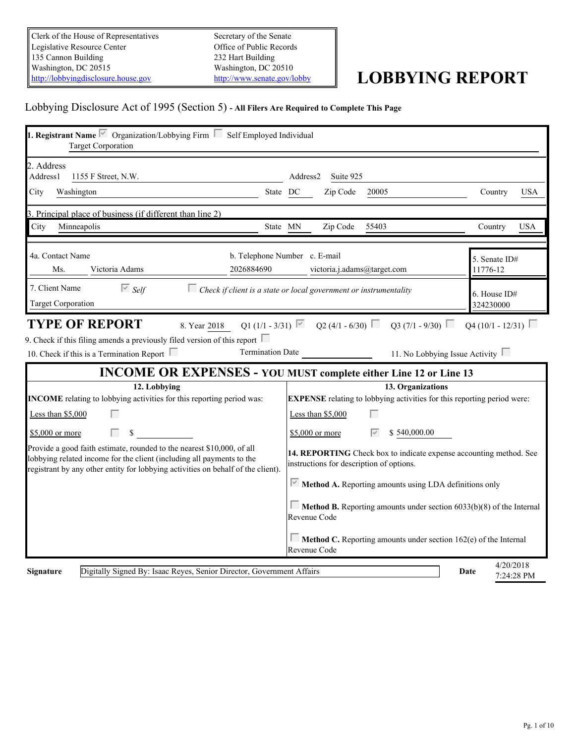| Clerk of the House of Representatives | Secretary of the Senate |
|---|---|
| Legislative Resource Center | Office of Public Records |
| 135 Cannon Building | 232 Hart Building |
| Washington, DC 20515 | Washington, DC 20510 |
| http://lobbyingdisclosure.house.gov | http://www.senate.gov/lobby |

# LOBBYING REPORT

Lobbying Disclosure Act of 1995 (Section 5) - **All Filers Are Required to Complete This Page**

**1. Registrant Name** ☑ Organization/Lobbying Firm ☐ Self Employed Individual

Target Corporation

2. Address

Address1: 1155 F Street, N.W. Address2: Suite 925

City: Washington State: DC Zip Code: 20005 Country: USA

3. Principal place of business (if different than line 2)

City: Minneapolis State: MN Zip Code: 55403 Country: USA

4a. Contact Name: Ms. Victoria Adams b. Telephone Number: 2026884690 c. E-mail: victoria.j.adams@target.com

5. Senate ID#: 11776-12

7. Client Name ☑ *Self* ☐ *Check if client is a state or local government or instrumentality*

Target Corporation

6. House ID#: 324230000

## TYPE OF REPORT

8. Year 2018 Q1 (1/1 - 3/31) ☑ Q2 (4/1 - 6/30) ☐ Q3 (7/1 - 9/30) ☐ Q4 (10/1 - 12/31) ☐

9. Check if this filing amends a previously filed version of this report ☐

10. Check if this is a Termination Report ☐ Termination Date \_\_\_\_\_\_ 11. No Lobbying Issue Activity ☐

## INCOME OR EXPENSES - YOU MUST complete either Line 12 or Line 13

| **12. Lobbying** | **13. Organizations** |
|---|---|
| **INCOME** relating to lobbying activities for this reporting period was: | **EXPENSE** relating to lobbying activities for this reporting period were: |
| Less than $5,000 ☐ | Less than $5,000 ☐ |
| $5,000 or more ☐ $ | $5,000 or more ☑ $ 540,000.00 |
| Provide a good faith estimate, rounded to the nearest $10,000, of all lobbying related income for the client (including all payments to the registrant by any other entity for lobbying activities on behalf of the client). | **14. REPORTING** Check box to indicate expense accounting method. See instructions for description of options. |
| | ☑ **Method A.** Reporting amounts using LDA definitions only |
| | ☐ **Method B.** Reporting amounts under section 6033(b)(8) of the Internal Revenue Code |
| | ☐ **Method C.** Reporting amounts under section 162(e) of the Internal Revenue Code |

**Signature** Digitally Signed By: Isaac Reyes, Senior Director, Government Affairs **Date** 4/20/2018 7:24:28 PM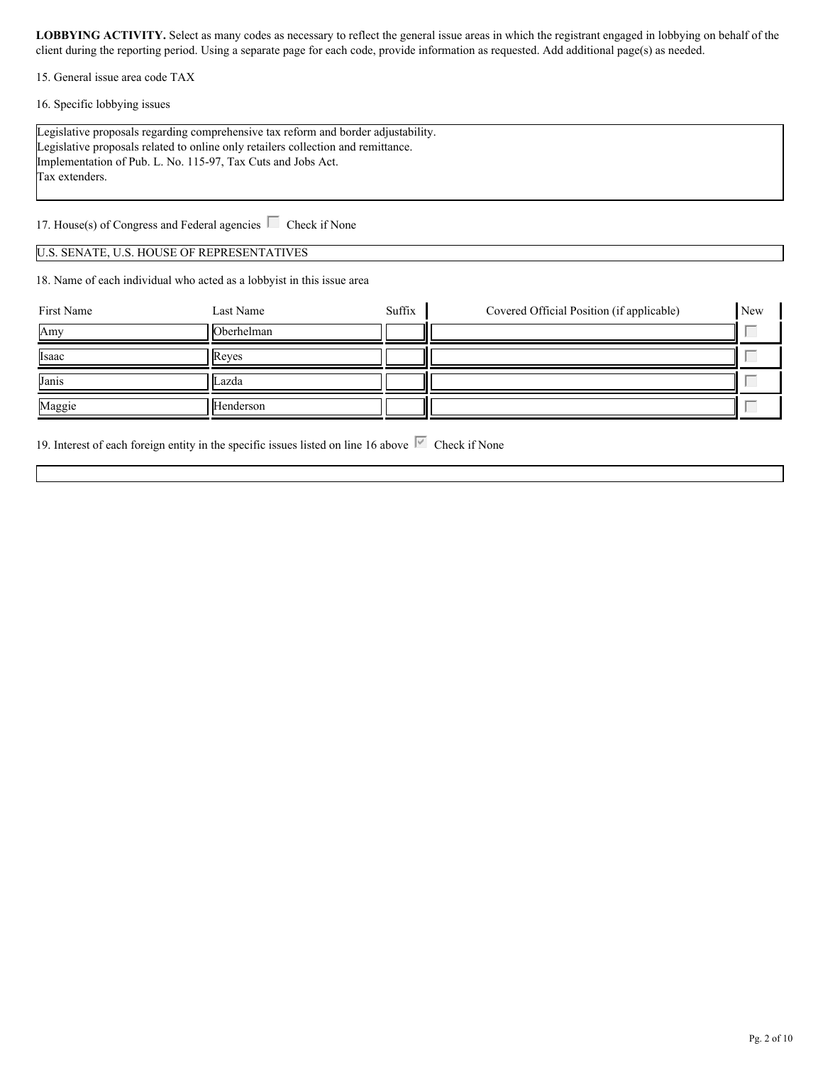**LOBBYING ACTIVITY.** Select as many codes as necessary to reflect the general issue areas in which the registrant engaged in lobbying on behalf of the client during the reporting period. Using a separate page for each code, provide information as requested. Add additional page(s) as needed.

15. General issue area code TAX

16. Specific lobbying issues

Legislative proposals regarding comprehensive tax reform and border adjustability.
Legislative proposals related to online only retailers collection and remittance.
Implementation of Pub. L. No. 115-97, Tax Cuts and Jobs Act.
Tax extenders.

17. House(s) of Congress and Federal agencies ☐ Check if None

U.S. SENATE, U.S. HOUSE OF REPRESENTATIVES

18. Name of each individual who acted as a lobbyist in this issue area

| First Name | Last Name | Suffix | Covered Official Position (if applicable) | New |
|---|---|---|---|---|
| Amy | Oberhelman | | | ☐ |
| Isaac | Reyes | | | ☐ |
| Janis | Lazda | | | ☐ |
| Maggie | Henderson | | | ☐ |

19. Interest of each foreign entity in the specific issues listed on line 16 above ☑ Check if None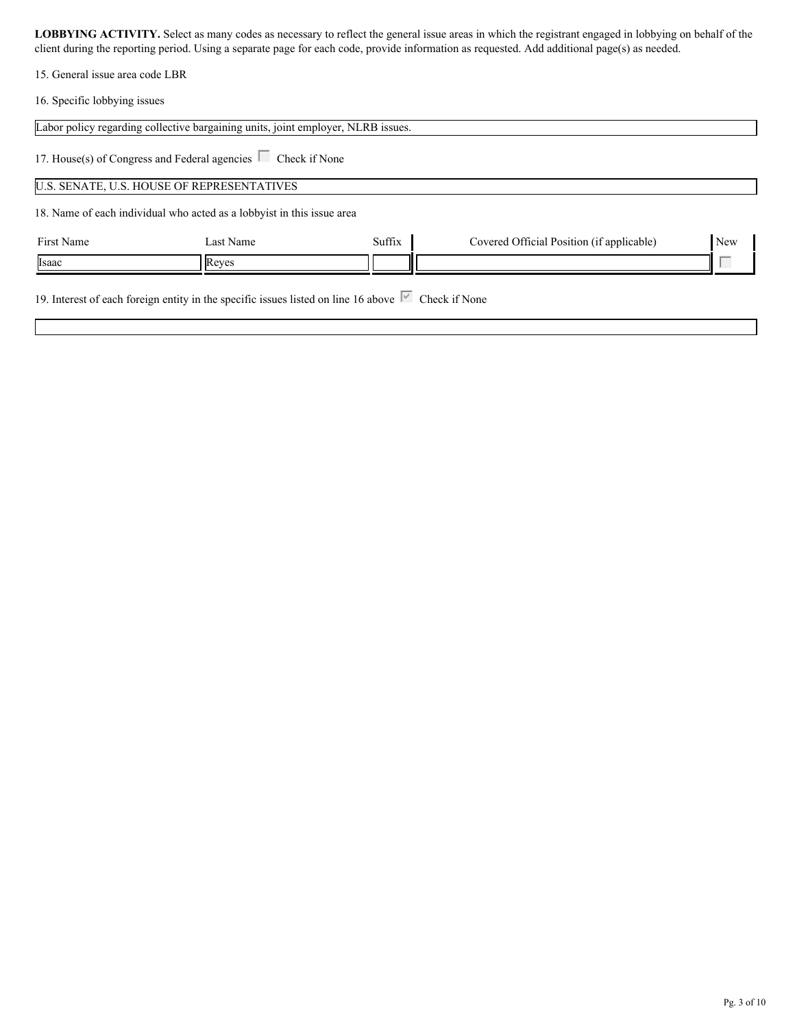**LOBBYING ACTIVITY.** Select as many codes as necessary to reflect the general issue areas in which the registrant engaged in lobbying on behalf of the client during the reporting period. Using a separate page for each code, provide information as requested. Add additional page(s) as needed.

15. General issue area code LBR

16. Specific lobbying issues

Labor policy regarding collective bargaining units, joint employer, NLRB issues.

17. House(s) of Congress and Federal agencies ☐ Check if None

U.S. SENATE, U.S. HOUSE OF REPRESENTATIVES

18. Name of each individual who acted as a lobbyist in this issue area

| First Name | Last Name | Suffix | Covered Official Position (if applicable) | New |
|---|---|---|---|---|
| Isaac | Reyes | | | ☐ |

19. Interest of each foreign entity in the specific issues listed on line 16 above ☑ Check if None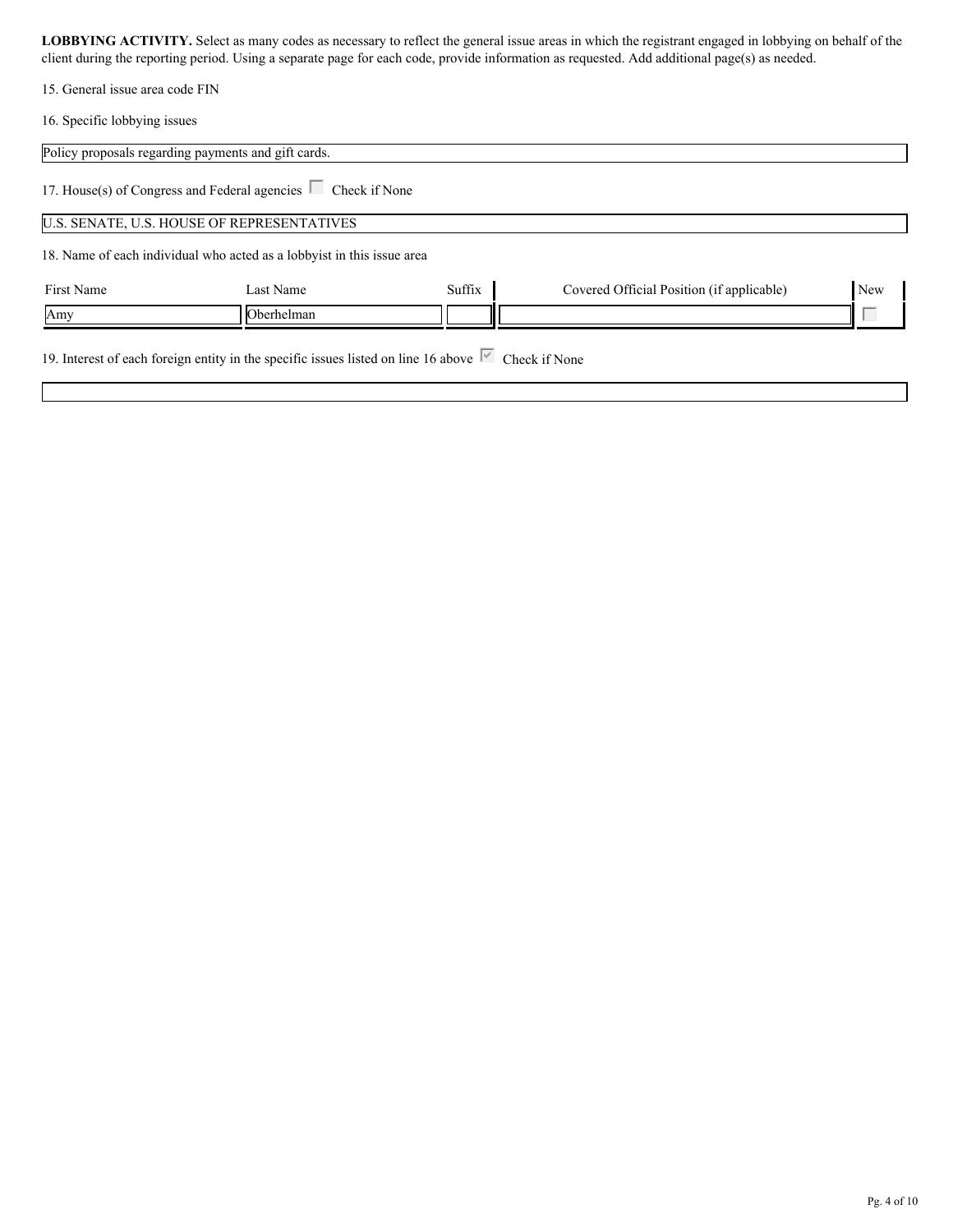**LOBBYING ACTIVITY.** Select as many codes as necessary to reflect the general issue areas in which the registrant engaged in lobbying on behalf of the client during the reporting period. Using a separate page for each code, provide information as requested. Add additional page(s) as needed.

15. General issue area code FIN

16. Specific lobbying issues

Policy proposals regarding payments and gift cards.

17. House(s) of Congress and Federal agencies ☐ Check if None

U.S. SENATE, U.S. HOUSE OF REPRESENTATIVES

18. Name of each individual who acted as a lobbyist in this issue area

| First Name | Last Name | Suffix | Covered Official Position (if applicable) | New |
|---|---|---|---|---|
| Amy | Oberhelman | | | ☐ |

19. Interest of each foreign entity in the specific issues listed on line 16 above ☑ Check if None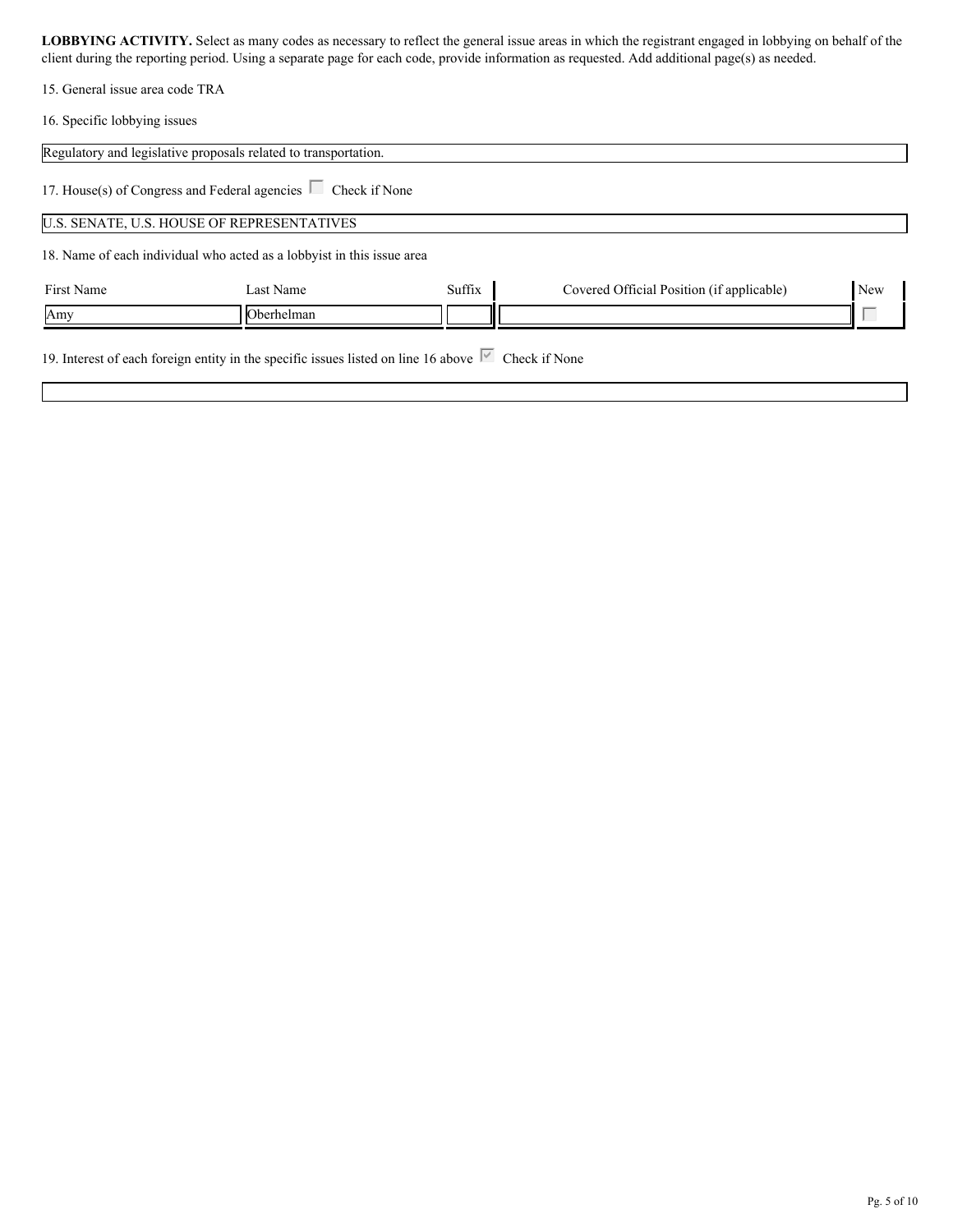**LOBBYING ACTIVITY.** Select as many codes as necessary to reflect the general issue areas in which the registrant engaged in lobbying on behalf of the client during the reporting period. Using a separate page for each code, provide information as requested. Add additional page(s) as needed.

15. General issue area code TRA

16. Specific lobbying issues

Regulatory and legislative proposals related to transportation.

17. House(s) of Congress and Federal agencies ☐ Check if None

U.S. SENATE, U.S. HOUSE OF REPRESENTATIVES

18. Name of each individual who acted as a lobbyist in this issue area

| First Name | Last Name | Suffix | Covered Official Position (if applicable) | New |
|---|---|---|---|---|
| Amy | Oberhelman | | | ☐ |

19. Interest of each foreign entity in the specific issues listed on line 16 above ☑ Check if None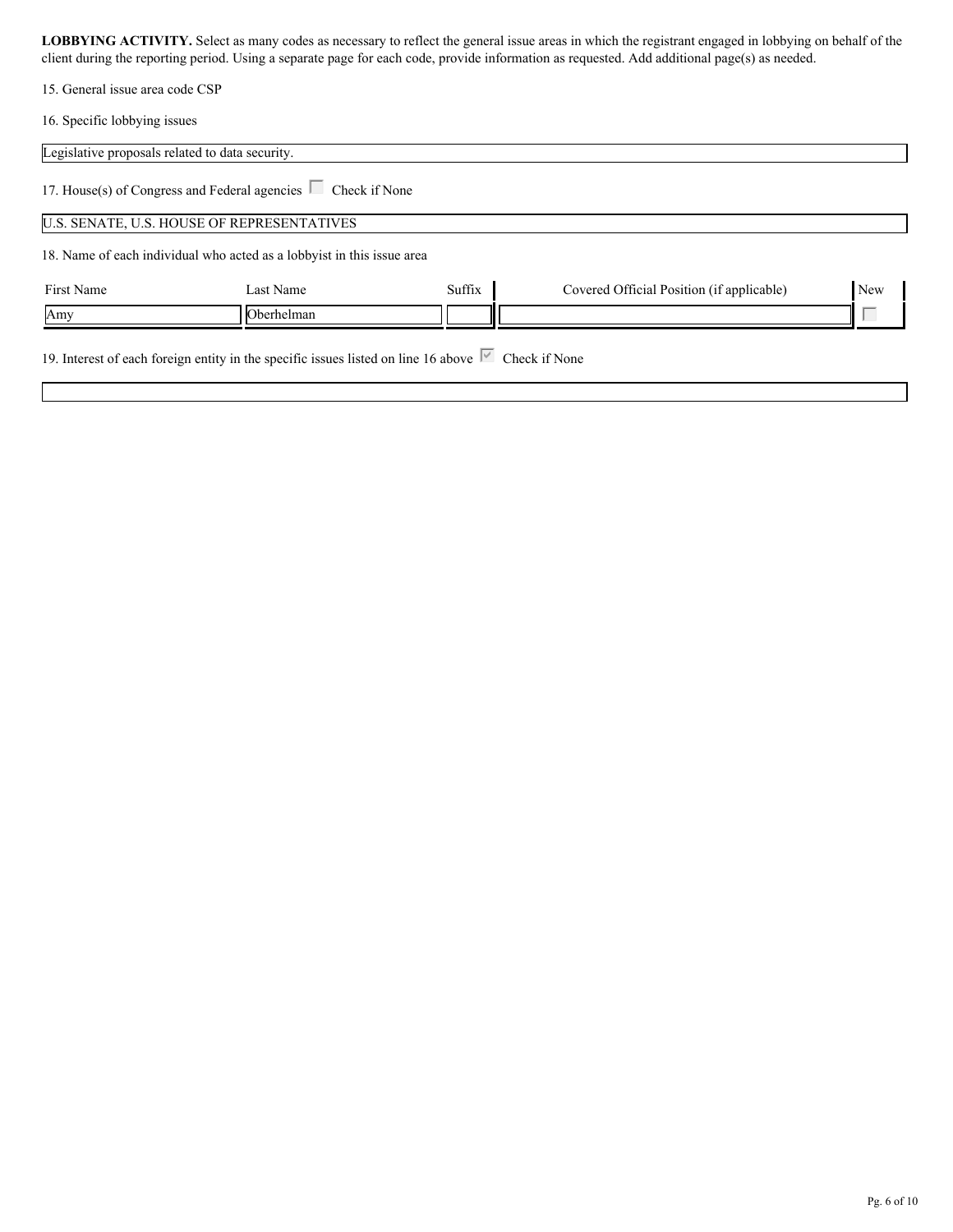**LOBBYING ACTIVITY.** Select as many codes as necessary to reflect the general issue areas in which the registrant engaged in lobbying on behalf of the client during the reporting period. Using a separate page for each code, provide information as requested. Add additional page(s) as needed.

15. General issue area code CSP

16. Specific lobbying issues

Legislative proposals related to data security.

17. House(s) of Congress and Federal agencies ☐ Check if None

U.S. SENATE, U.S. HOUSE OF REPRESENTATIVES

18. Name of each individual who acted as a lobbyist in this issue area

| First Name | Last Name | Suffix | Covered Official Position (if applicable) | New |
|---|---|---|---|---|
| Amy | Oberhelman | | | ☐ |

19. Interest of each foreign entity in the specific issues listed on line 16 above ☑ Check if None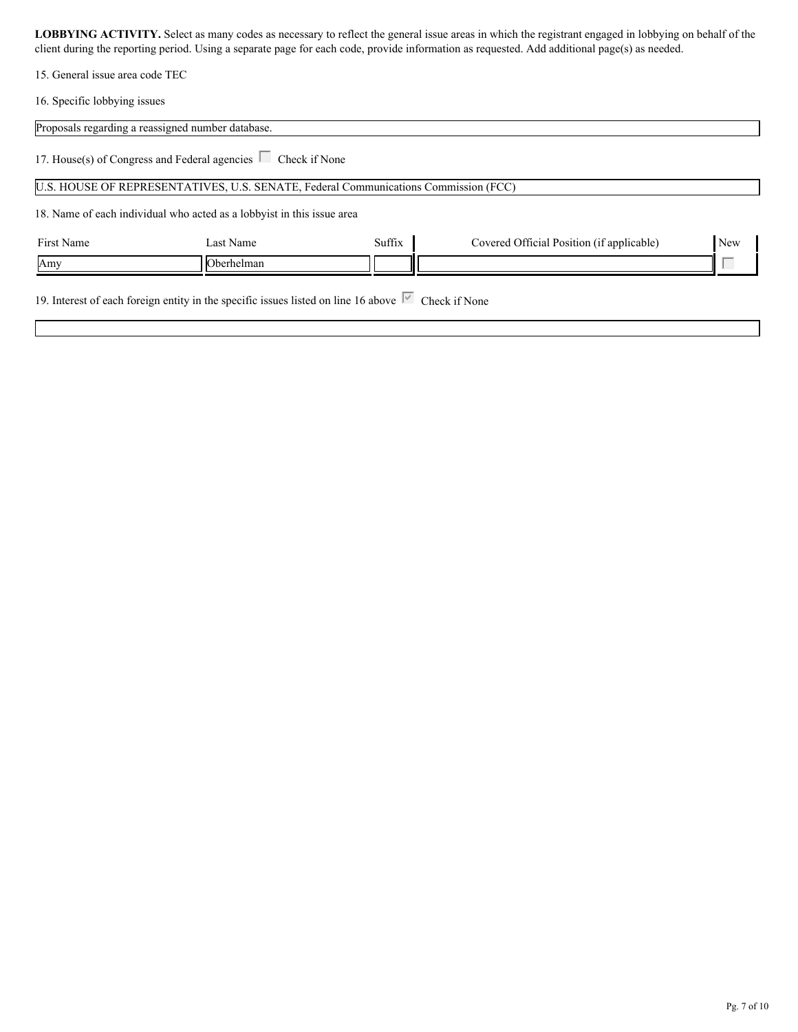**LOBBYING ACTIVITY.** Select as many codes as necessary to reflect the general issue areas in which the registrant engaged in lobbying on behalf of the client during the reporting period. Using a separate page for each code, provide information as requested. Add additional page(s) as needed.

15. General issue area code TEC

16. Specific lobbying issues

Proposals regarding a reassigned number database.

17. House(s) of Congress and Federal agencies ☐ Check if None

U.S. HOUSE OF REPRESENTATIVES, U.S. SENATE, Federal Communications Commission (FCC)

18. Name of each individual who acted as a lobbyist in this issue area

| First Name | Last Name | Suffix | Covered Official Position (if applicable) | New |
|---|---|---|---|---|
| Amy | Oberhelman | | | ☐ |

19. Interest of each foreign entity in the specific issues listed on line 16 above ☑ Check if None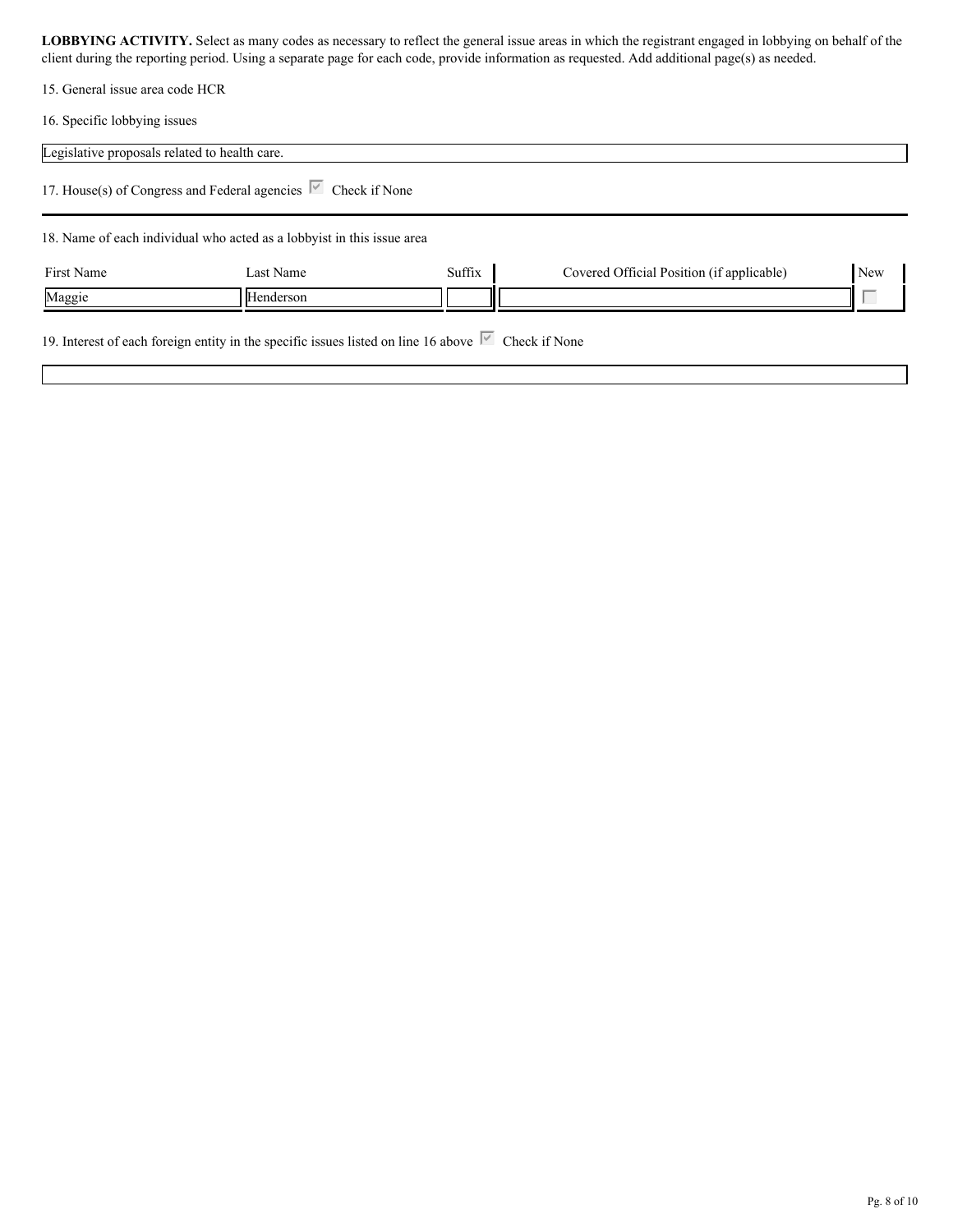**LOBBYING ACTIVITY.** Select as many codes as necessary to reflect the general issue areas in which the registrant engaged in lobbying on behalf of the client during the reporting period. Using a separate page for each code, provide information as requested. Add additional page(s) as needed.

15. General issue area code HCR

16. Specific lobbying issues

Legislative proposals related to health care.

17. House(s) of Congress and Federal agencies ☑ Check if None

18. Name of each individual who acted as a lobbyist in this issue area

| First Name | Last Name | Suffix | Covered Official Position (if applicable) | New |
|---|---|---|---|---|
| Maggie | Henderson | | | ☐ |

19. Interest of each foreign entity in the specific issues listed on line 16 above ☑ Check if None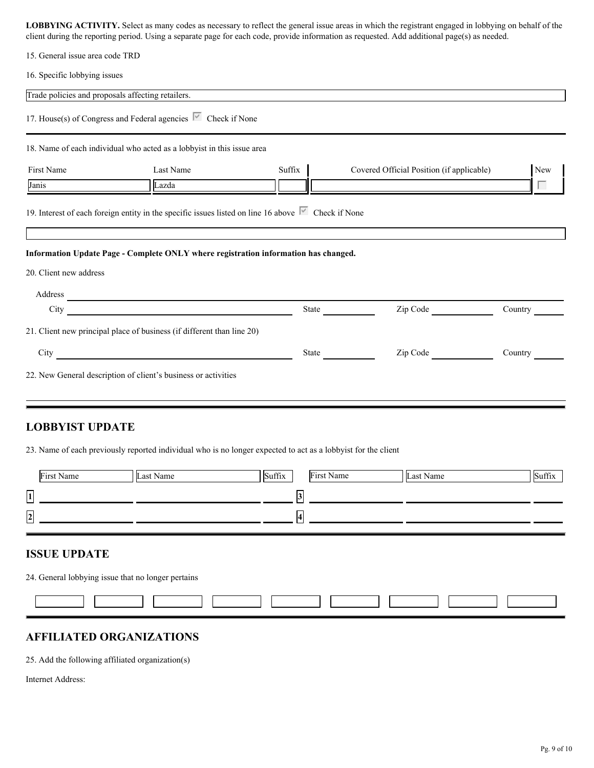**LOBBYING ACTIVITY.** Select as many codes as necessary to reflect the general issue areas in which the registrant engaged in lobbying on behalf of the client during the reporting period. Using a separate page for each code, provide information as requested. Add additional page(s) as needed.

15. General issue area code TRD

16. Specific lobbying issues

Trade policies and proposals affecting retailers.

17. House(s) of Congress and Federal agencies ☑ Check if None

18. Name of each individual who acted as a lobbyist in this issue area

| First Name | Last Name | Suffix | Covered Official Position (if applicable) | New |
|---|---|---|---|---|
| Janis | Lazda | | | ☐ |

19. Interest of each foreign entity in the specific issues listed on line 16 above ☑ Check if None

**Information Update Page - Complete ONLY where registration information has changed.**

20. Client new address

Address

City State Zip Code Country

21. Client new principal place of business (if different than line 20)

City State Zip Code Country

22. New General description of client's business or activities

## LOBBYIST UPDATE

23. Name of each previously reported individual who is no longer expected to act as a lobbyist for the client

| | First Name | Last Name | Suffix | | First Name | Last Name | Suffix |
|---|---|---|---|---|---|---|---|
| 1 | | | | 3 | | | |
| 2 | | | | 4 | | | |

## ISSUE UPDATE

24. General lobbying issue that no longer pertains

## AFFILIATED ORGANIZATIONS

25. Add the following affiliated organization(s)

Internet Address: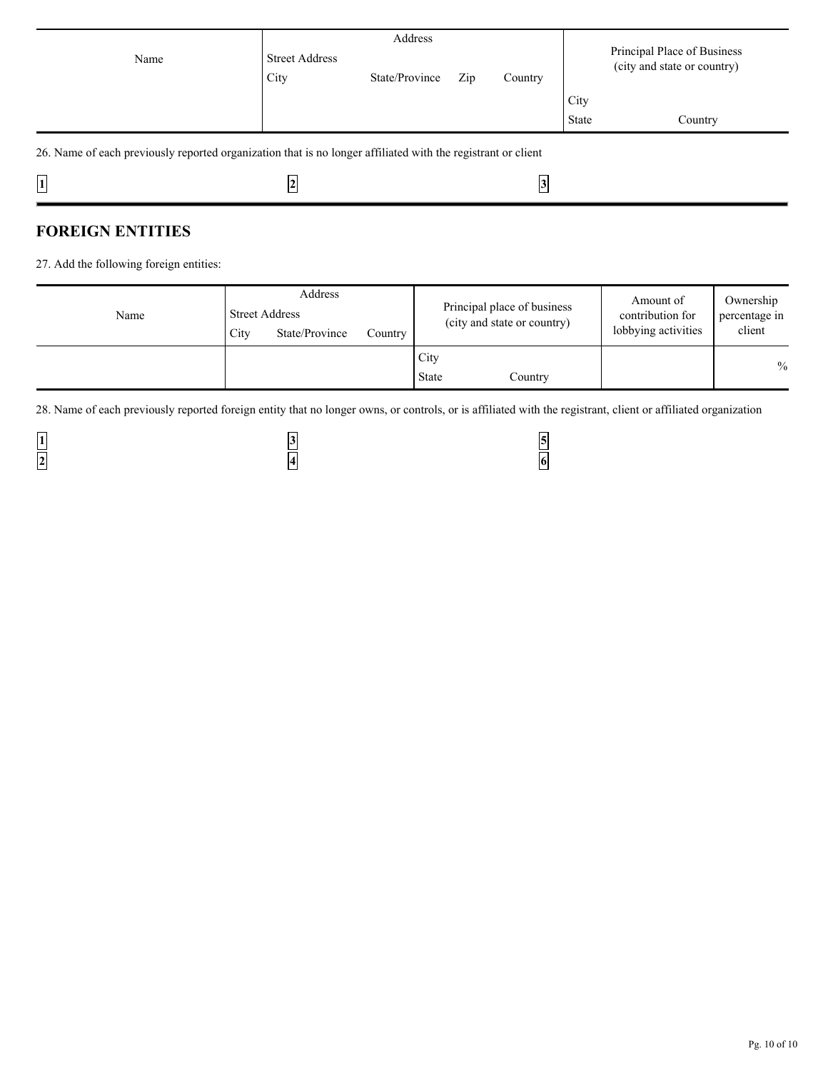| Name | Address<br>Street Address<br>City State/Province Zip Country | Principal Place of Business<br>(city and state or country) |
|---|---|---|
| | | City<br>State Country |

26. Name of each previously reported organization that is no longer affiliated with the registrant or client

| | | |
|---|---|---|
| 1 | 2 | 3 |

## FOREIGN ENTITIES

27. Add the following foreign entities:

| Name | Address<br>Street Address<br>City State/Province Country | Principal place of business<br>(city and state or country) | Amount of contribution for lobbying activities | Ownership percentage in client |
|---|---|---|---|---|
| | | City<br>State Country | | % |

28. Name of each previously reported foreign entity that no longer owns, or controls, or is affiliated with the registrant, client or affiliated organization

| | | |
|---|---|---|
| 1 | 3 | 5 |
| 2 | 4 | 6 |